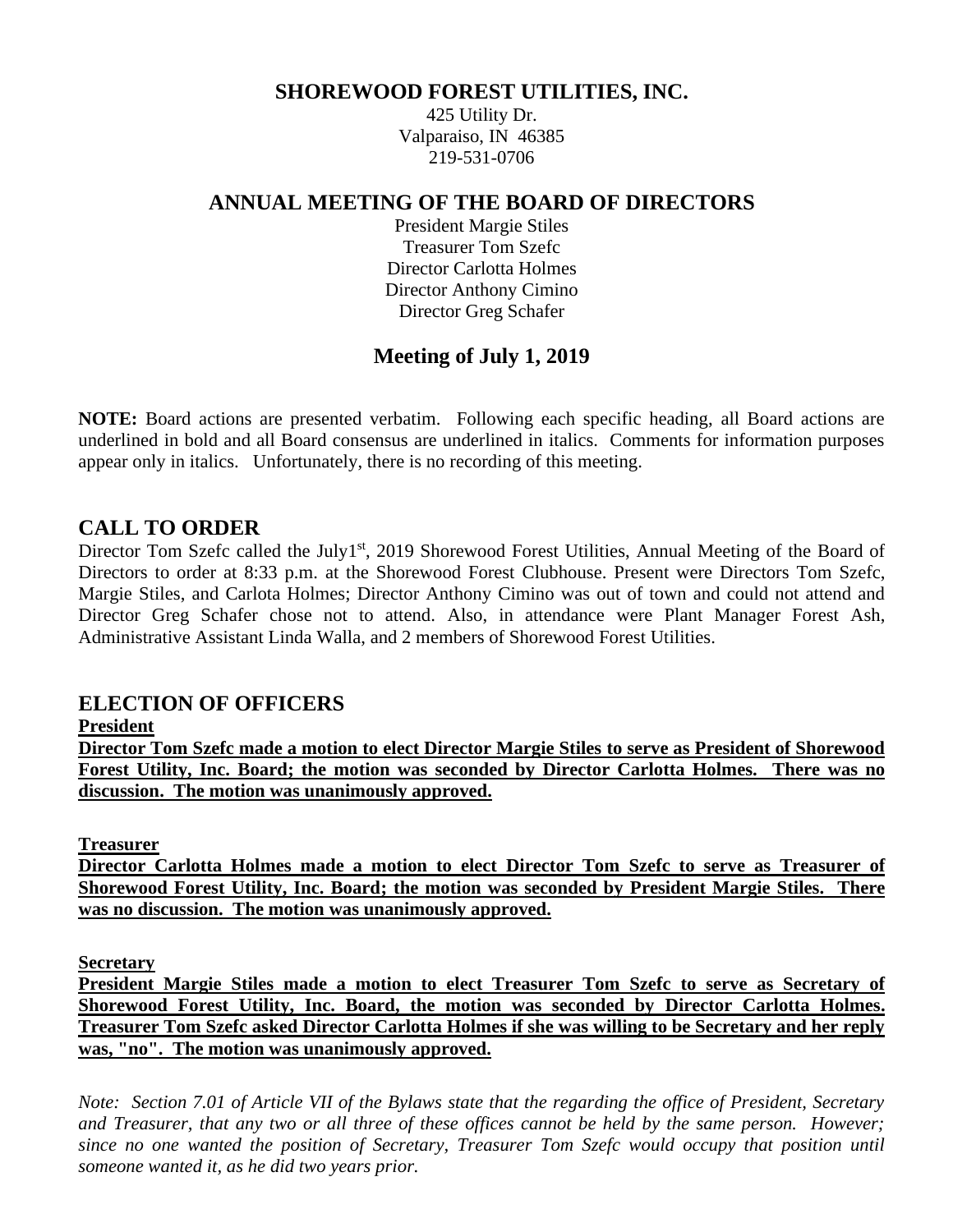# SHOREWOOD FOREST UTILITIES, INC.

425 Utility Dr.
Valparaiso, IN 46385
219-531-0706

## ANNUAL MEETING OF THE BOARD OF DIRECTORS

President Margie Stiles
Treasurer Tom Szefc
Director Carlotta Holmes
Director Anthony Cimino
Director Greg Schafer

### Meeting of July 1, 2019

**NOTE:** Board actions are presented verbatim. Following each specific heading, all Board actions are underlined in bold and all Board consensus are underlined in italics. Comments for information purposes appear only in italics. Unfortunately, there is no recording of this meeting.

## CALL TO ORDER

Director Tom Szefc called the July1st, 2019 Shorewood Forest Utilities, Annual Meeting of the Board of Directors to order at 8:33 p.m. at the Shorewood Forest Clubhouse. Present were Directors Tom Szefc, Margie Stiles, and Carlota Holmes; Director Anthony Cimino was out of town and could not attend and Director Greg Schafer chose not to attend. Also, in attendance were Plant Manager Forest Ash, Administrative Assistant Linda Walla, and 2 members of Shorewood Forest Utilities.

## ELECTION OF OFFICERS

**President**

**Director Tom Szefc made a motion to elect Director Margie Stiles to serve as President of Shorewood Forest Utility, Inc. Board; the motion was seconded by Director Carlotta Holmes. There was no discussion. The motion was unanimously approved.**

**Treasurer**

**Director Carlotta Holmes made a motion to elect Director Tom Szefc to serve as Treasurer of Shorewood Forest Utility, Inc. Board; the motion was seconded by President Margie Stiles. There was no discussion. The motion was unanimously approved.**

**Secretary**

**President Margie Stiles made a motion to elect Treasurer Tom Szefc to serve as Secretary of Shorewood Forest Utility, Inc. Board, the motion was seconded by Director Carlotta Holmes. Treasurer Tom Szefc asked Director Carlotta Holmes if she was willing to be Secretary and her reply was, "no". The motion was unanimously approved.**

*Note: Section 7.01 of Article VII of the Bylaws state that the regarding the office of President, Secretary and Treasurer, that any two or all three of these offices cannot be held by the same person. However; since no one wanted the position of Secretary, Treasurer Tom Szefc would occupy that position until someone wanted it, as he did two years prior.*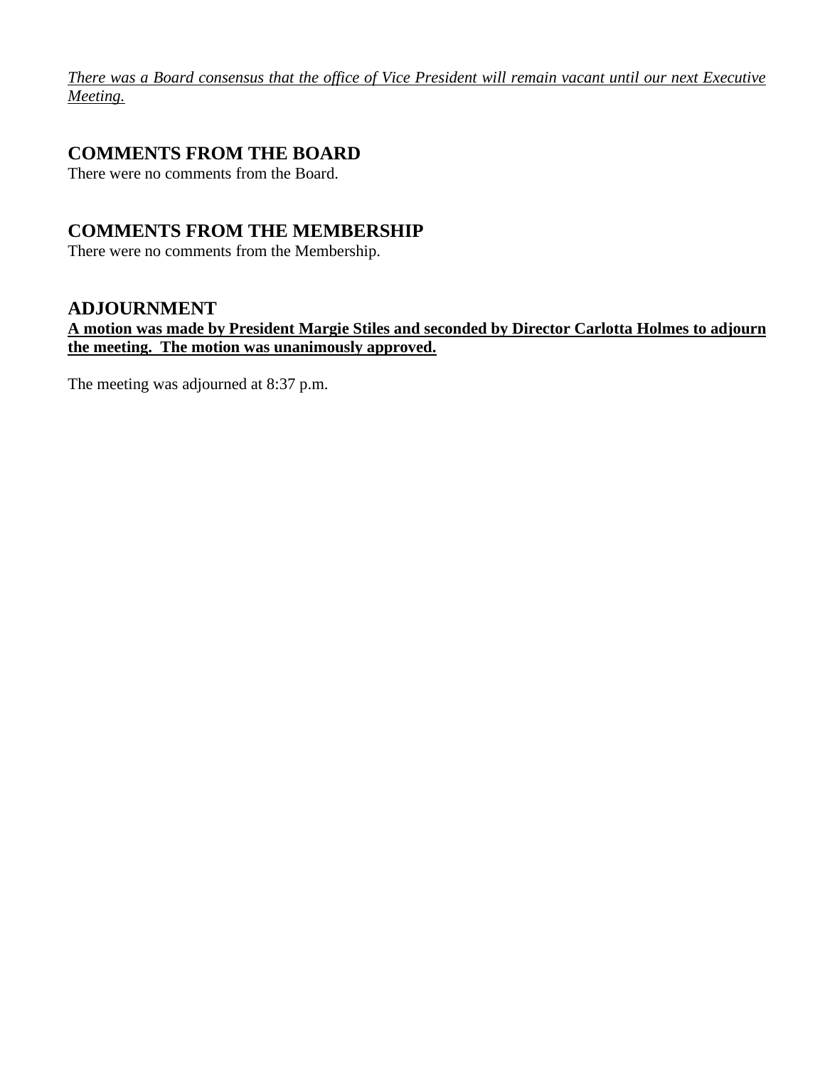*There was a Board consensus that the office of Vice President will remain vacant until our next Executive Meeting.*

## COMMENTS FROM THE BOARD

There were no comments from the Board.

## COMMENTS FROM THE MEMBERSHIP

There were no comments from the Membership.

## ADJOURNMENT

**A motion was made by President Margie Stiles and seconded by Director Carlotta Holmes to adjourn the meeting. The motion was unanimously approved.**

The meeting was adjourned at 8:37 p.m.